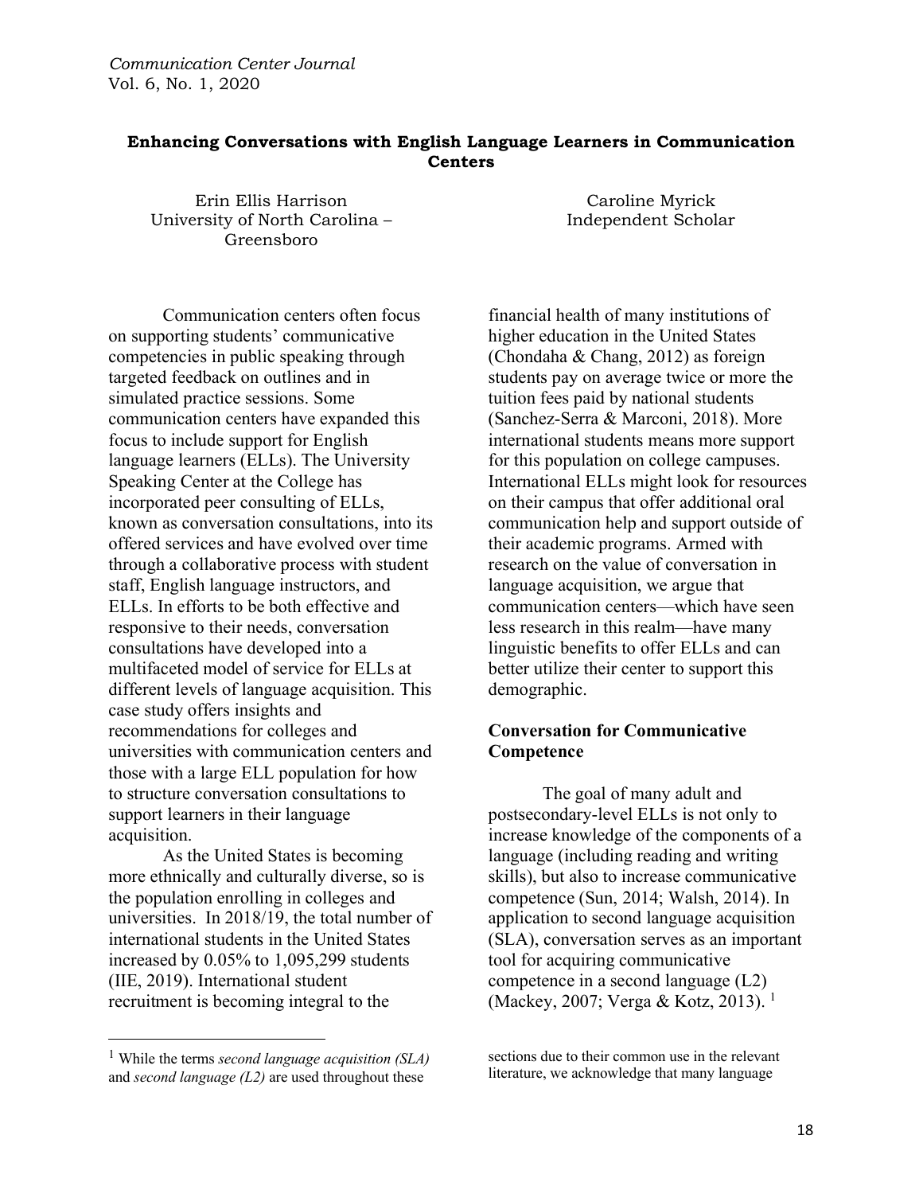# Enhancing Conversations with English Language Learners in Communication Centers

Erin Ellis Harrison
University of North Carolina – Greensboro

Caroline Myrick
Independent Scholar

Communication centers often focus on supporting students' communicative competencies in public speaking through targeted feedback on outlines and in simulated practice sessions. Some communication centers have expanded this focus to include support for English language learners (ELLs). The University Speaking Center at the College has incorporated peer consulting of ELLs, known as conversation consultations, into its offered services and have evolved over time through a collaborative process with student staff, English language instructors, and ELLs. In efforts to be both effective and responsive to their needs, conversation consultations have developed into a multifaceted model of service for ELLs at different levels of language acquisition. This case study offers insights and recommendations for colleges and universities with communication centers and those with a large ELL population for how to structure conversation consultations to support learners in their language acquisition.

As the United States is becoming more ethnically and culturally diverse, so is the population enrolling in colleges and universities. In 2018/19, the total number of international students in the United States increased by 0.05% to 1,095,299 students (IIE, 2019). International student recruitment is becoming integral to the financial health of many institutions of higher education in the United States (Chondaha & Chang, 2012) as foreign students pay on average twice or more the tuition fees paid by national students (Sanchez-Serra & Marconi, 2018). More international students means more support for this population on college campuses. International ELLs might look for resources on their campus that offer additional oral communication help and support outside of their academic programs. Armed with research on the value of conversation in language acquisition, we argue that communication centers—which have seen less research in this realm—have many linguistic benefits to offer ELLs and can better utilize their center to support this demographic.

## Conversation for Communicative Competence

The goal of many adult and postsecondary-level ELLs is not only to increase knowledge of the components of a language (including reading and writing skills), but also to increase communicative competence (Sun, 2014; Walsh, 2014). In application to second language acquisition (SLA), conversation serves as an important tool for acquiring communicative competence in a second language (L2) (Mackey, 2007; Verga & Kotz, 2013). [1]

[1] While the terms *second language acquisition (SLA)* and *second language (L2)* are used throughout these sections due to their common use in the relevant literature, we acknowledge that many language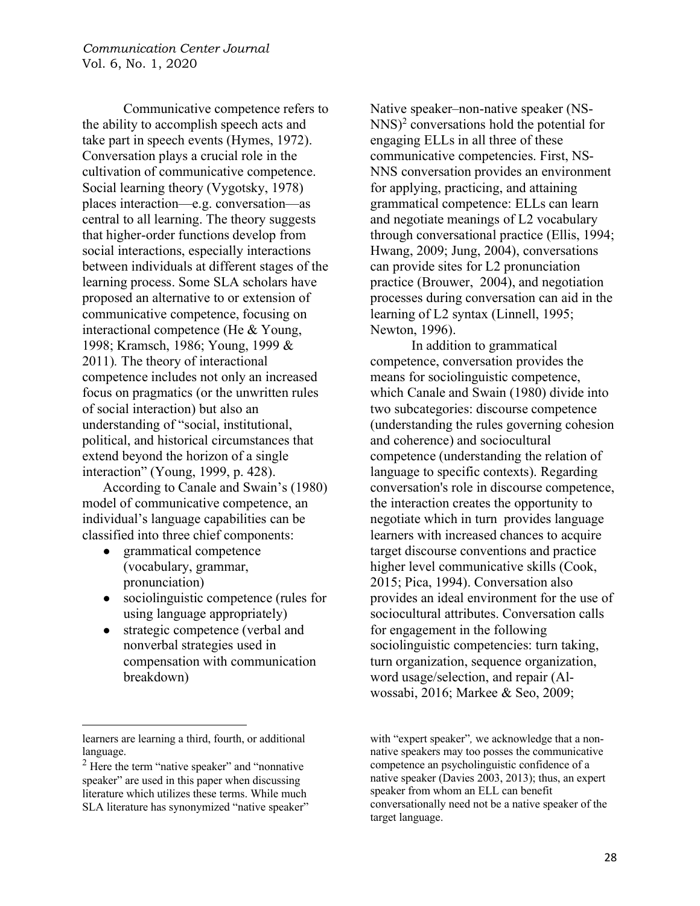Communicative competence refers to the ability to accomplish speech acts and take part in speech events (Hymes, 1972). Conversation plays a crucial role in the cultivation of communicative competence. Social learning theory (Vygotsky, 1978) places interaction—e.g. conversation—as central to all learning. The theory suggests that higher-order functions develop from social interactions, especially interactions between individuals at different stages of the learning process. Some SLA scholars have proposed an alternative to or extension of communicative competence, focusing on interactional competence (He & Young, 1998; Kramsch, 1986; Young, 1999 & 2011). The theory of interactional competence includes not only an increased focus on pragmatics (or the unwritten rules of social interaction) but also an understanding of "social, institutional, political, and historical circumstances that extend beyond the horizon of a single interaction" (Young, 1999, p. 428).

According to Canale and Swain's (1980) model of communicative competence, an individual's language capabilities can be classified into three chief components:

- grammatical competence (vocabulary, grammar, pronunciation)
- sociolinguistic competence (rules for using language appropriately)
- strategic competence (verbal and nonverbal strategies used in compensation with communication breakdown)

Native speaker–non-native speaker (NS-NNS)[2] conversations hold the potential for engaging ELLs in all three of these communicative competencies. First, NS-NNS conversation provides an environment for applying, practicing, and attaining grammatical competence: ELLs can learn and negotiate meanings of L2 vocabulary through conversational practice (Ellis, 1994; Hwang, 2009; Jung, 2004), conversations can provide sites for L2 pronunciation practice (Brouwer, 2004), and negotiation processes during conversation can aid in the learning of L2 syntax (Linnell, 1995; Newton, 1996).

In addition to grammatical competence, conversation provides the means for sociolinguistic competence, which Canale and Swain (1980) divide into two subcategories: discourse competence (understanding the rules governing cohesion and coherence) and sociocultural competence (understanding the relation of language to specific contexts). Regarding conversation's role in discourse competence, the interaction creates the opportunity to negotiate which in turn provides language learners with increased chances to acquire target discourse conventions and practice higher level communicative skills (Cook, 2015; Pica, 1994). Conversation also provides an ideal environment for the use of sociocultural attributes. Conversation calls for engagement in the following sociolinguistic competencies: turn taking, turn organization, sequence organization, word usage/selection, and repair (Al-wossabi, 2016; Markee & Seo, 2009;

---

learners are learning a third, fourth, or additional language.

[2] Here the term "native speaker" and "nonnative speaker" are used in this paper when discussing literature which utilizes these terms. While much SLA literature has synonymized "native speaker" with "expert speaker", we acknowledge that a non-native speakers may too posses the communicative competence an psycholinguistic confidence of a native speaker (Davies 2003, 2013); thus, an expert speaker from whom an ELL can benefit conversationally need not be a native speaker of the target language.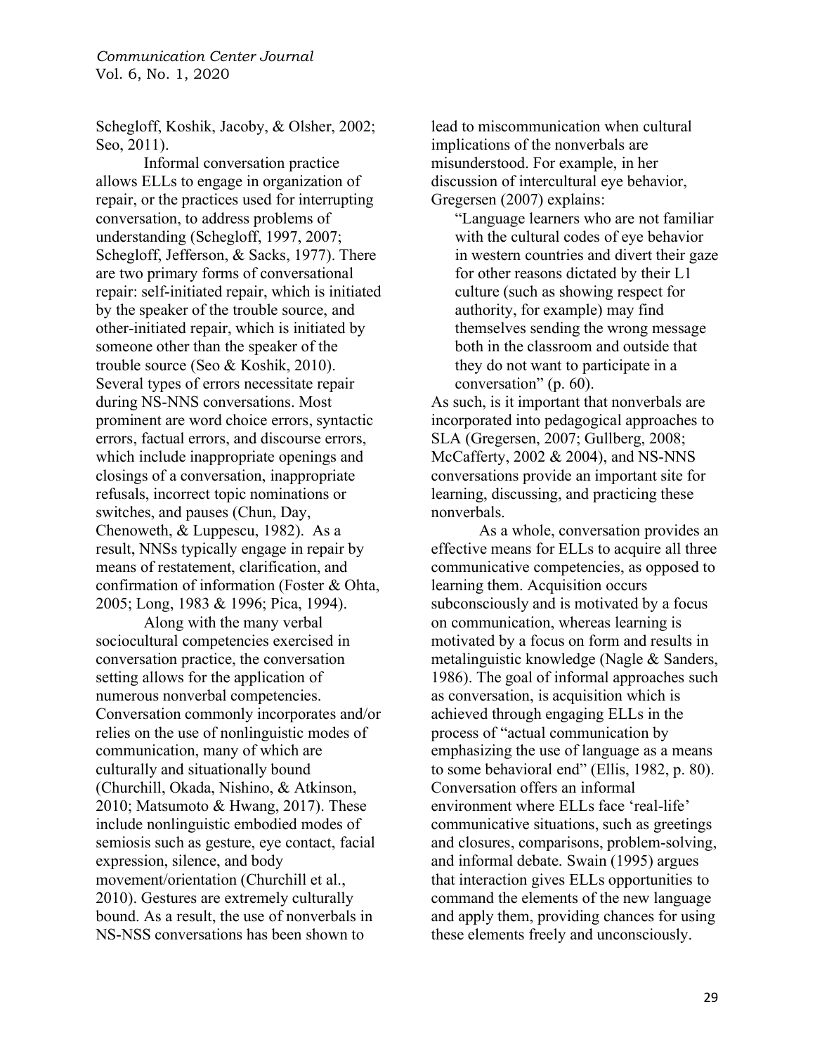Schegloff, Koshik, Jacoby, & Olsher, 2002; Seo, 2011).

Informal conversation practice allows ELLs to engage in organization of repair, or the practices used for interrupting conversation, to address problems of understanding (Schegloff, 1997, 2007; Schegloff, Jefferson, & Sacks, 1977). There are two primary forms of conversational repair: self-initiated repair, which is initiated by the speaker of the trouble source, and other-initiated repair, which is initiated by someone other than the speaker of the trouble source (Seo & Koshik, 2010). Several types of errors necessitate repair during NS-NNS conversations. Most prominent are word choice errors, syntactic errors, factual errors, and discourse errors, which include inappropriate openings and closings of a conversation, inappropriate refusals, incorrect topic nominations or switches, and pauses (Chun, Day, Chenoweth, & Luppescu, 1982). As a result, NNSs typically engage in repair by means of restatement, clarification, and confirmation of information (Foster & Ohta, 2005; Long, 1983 & 1996; Pica, 1994).

Along with the many verbal sociocultural competencies exercised in conversation practice, the conversation setting allows for the application of numerous nonverbal competencies. Conversation commonly incorporates and/or relies on the use of nonlinguistic modes of communication, many of which are culturally and situationally bound (Churchill, Okada, Nishino, & Atkinson, 2010; Matsumoto & Hwang, 2017). These include nonlinguistic embodied modes of semiosis such as gesture, eye contact, facial expression, silence, and body movement/orientation (Churchill et al., 2010). Gestures are extremely culturally bound. As a result, the use of nonverbals in NS-NSS conversations has been shown to lead to miscommunication when cultural implications of the nonverbals are misunderstood. For example, in her discussion of intercultural eye behavior, Gregersen (2007) explains:

> "Language learners who are not familiar with the cultural codes of eye behavior in western countries and divert their gaze for other reasons dictated by their L1 culture (such as showing respect for authority, for example) may find themselves sending the wrong message both in the classroom and outside that they do not want to participate in a conversation" (p. 60).

As such, is it important that nonverbals are incorporated into pedagogical approaches to SLA (Gregersen, 2007; Gullberg, 2008; McCafferty, 2002 & 2004), and NS-NNS conversations provide an important site for learning, discussing, and practicing these nonverbals.

As a whole, conversation provides an effective means for ELLs to acquire all three communicative competencies, as opposed to learning them. Acquisition occurs subconsciously and is motivated by a focus on communication, whereas learning is motivated by a focus on form and results in metalinguistic knowledge (Nagle & Sanders, 1986). The goal of informal approaches such as conversation, is acquisition which is achieved through engaging ELLs in the process of "actual communication by emphasizing the use of language as a means to some behavioral end" (Ellis, 1982, p. 80). Conversation offers an informal environment where ELLs face 'real-life' communicative situations, such as greetings and closures, comparisons, problem-solving, and informal debate. Swain (1995) argues that interaction gives ELLs opportunities to command the elements of the new language and apply them, providing chances for using these elements freely and unconsciously.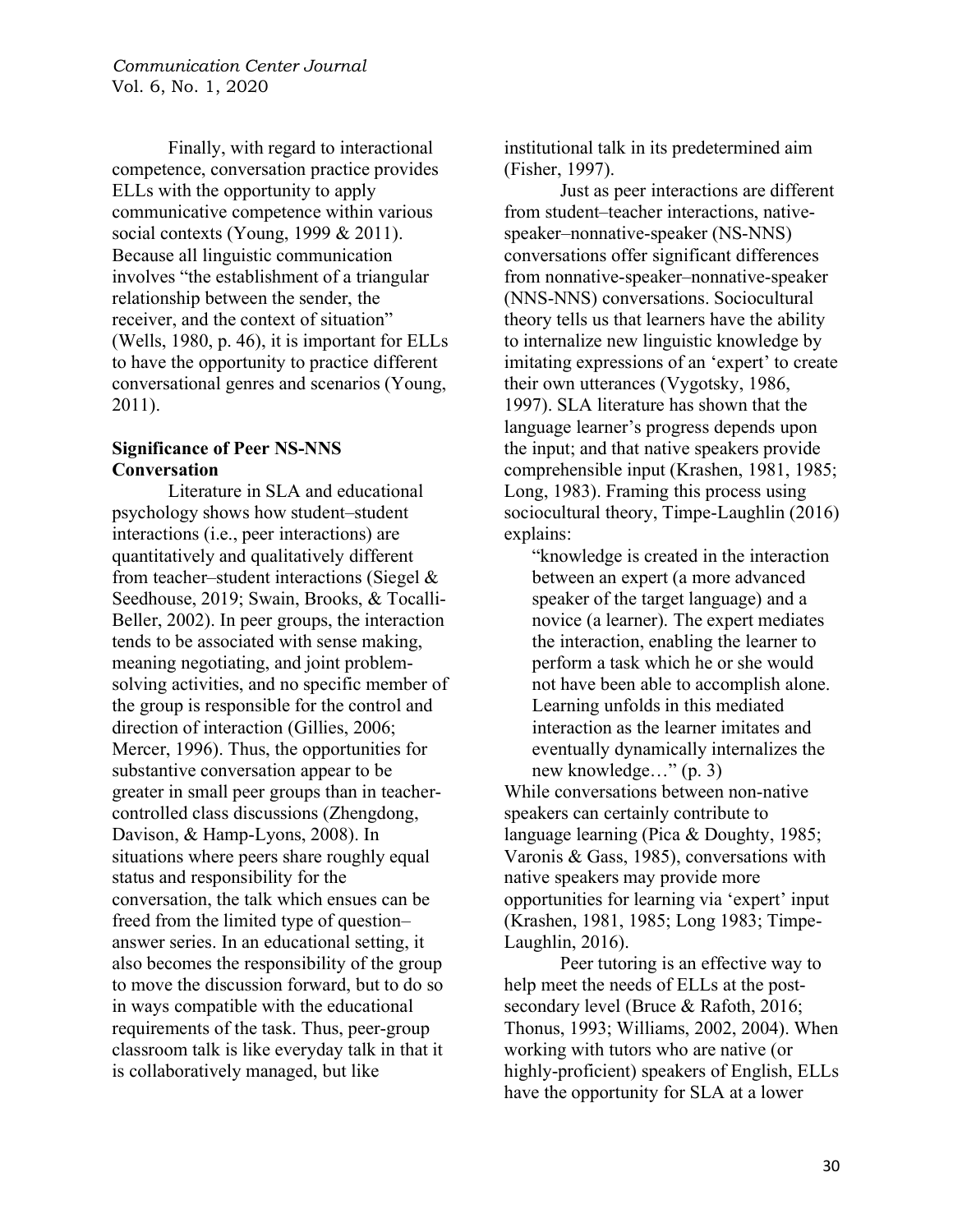Finally, with regard to interactional competence, conversation practice provides ELLs with the opportunity to apply communicative competence within various social contexts (Young, 1999 & 2011). Because all linguistic communication involves "the establishment of a triangular relationship between the sender, the receiver, and the context of situation" (Wells, 1980, p. 46), it is important for ELLs to have the opportunity to practice different conversational genres and scenarios (Young, 2011).

**Significance of Peer NS-NNS Conversation**

Literature in SLA and educational psychology shows how student–student interactions (i.e., peer interactions) are quantitatively and qualitatively different from teacher–student interactions (Siegel & Seedhouse, 2019; Swain, Brooks, & Tocalli-Beller, 2002). In peer groups, the interaction tends to be associated with sense making, meaning negotiating, and joint problem-solving activities, and no specific member of the group is responsible for the control and direction of interaction (Gillies, 2006; Mercer, 1996). Thus, the opportunities for substantive conversation appear to be greater in small peer groups than in teacher-controlled class discussions (Zhengdong, Davison, & Hamp-Lyons, 2008). In situations where peers share roughly equal status and responsibility for the conversation, the talk which ensues can be freed from the limited type of question–answer series. In an educational setting, it also becomes the responsibility of the group to move the discussion forward, but to do so in ways compatible with the educational requirements of the task. Thus, peer-group classroom talk is like everyday talk in that it is collaboratively managed, but like institutional talk in its predetermined aim (Fisher, 1997).

Just as peer interactions are different from student–teacher interactions, native-speaker–nonnative-speaker (NS-NNS) conversations offer significant differences from nonnative-speaker–nonnative-speaker (NNS-NNS) conversations. Sociocultural theory tells us that learners have the ability to internalize new linguistic knowledge by imitating expressions of an 'expert' to create their own utterances (Vygotsky, 1986, 1997). SLA literature has shown that the language learner's progress depends upon the input; and that native speakers provide comprehensible input (Krashen, 1981, 1985; Long, 1983). Framing this process using sociocultural theory, Timpe-Laughlin (2016) explains:

> "knowledge is created in the interaction between an expert (a more advanced speaker of the target language) and a novice (a learner). The expert mediates the interaction, enabling the learner to perform a task which he or she would not have been able to accomplish alone. Learning unfolds in this mediated interaction as the learner imitates and eventually dynamically internalizes the new knowledge…" (p. 3)

While conversations between non-native speakers can certainly contribute to language learning (Pica & Doughty, 1985; Varonis & Gass, 1985), conversations with native speakers may provide more opportunities for learning via 'expert' input (Krashen, 1981, 1985; Long 1983; Timpe-Laughlin, 2016).

Peer tutoring is an effective way to help meet the needs of ELLs at the post-secondary level (Bruce & Rafoth, 2016; Thonus, 1993; Williams, 2002, 2004). When working with tutors who are native (or highly-proficient) speakers of English, ELLs have the opportunity for SLA at a lower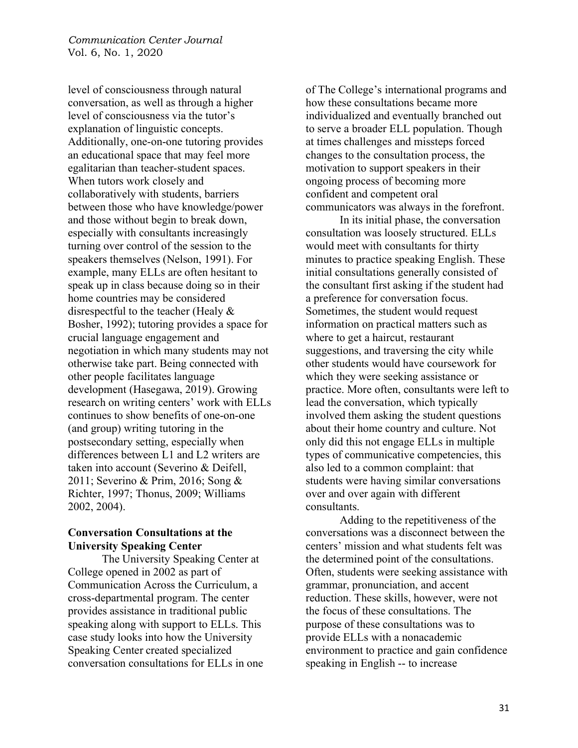level of consciousness through natural conversation, as well as through a higher level of consciousness via the tutor's explanation of linguistic concepts. Additionally, one-on-one tutoring provides an educational space that may feel more egalitarian than teacher-student spaces. When tutors work closely and collaboratively with students, barriers between those who have knowledge/power and those without begin to break down, especially with consultants increasingly turning over control of the session to the speakers themselves (Nelson, 1991). For example, many ELLs are often hesitant to speak up in class because doing so in their home countries may be considered disrespectful to the teacher (Healy & Bosher, 1992); tutoring provides a space for crucial language engagement and negotiation in which many students may not otherwise take part. Being connected with other people facilitates language development (Hasegawa, 2019). Growing research on writing centers' work with ELLs continues to show benefits of one-on-one (and group) writing tutoring in the postsecondary setting, especially when differences between L1 and L2 writers are taken into account (Severino & Deifell, 2011; Severino & Prim, 2016; Song & Richter, 1997; Thonus, 2009; Williams 2002, 2004).

## Conversation Consultations at the University Speaking Center

The University Speaking Center at College opened in 2002 as part of Communication Across the Curriculum, a cross-departmental program. The center provides assistance in traditional public speaking along with support to ELLs. This case study looks into how the University Speaking Center created specialized conversation consultations for ELLs in one of The College's international programs and how these consultations became more individualized and eventually branched out to serve a broader ELL population. Though at times challenges and missteps forced changes to the consultation process, the motivation to support speakers in their ongoing process of becoming more confident and competent oral communicators was always in the forefront.

In its initial phase, the conversation consultation was loosely structured. ELLs would meet with consultants for thirty minutes to practice speaking English. These initial consultations generally consisted of the consultant first asking if the student had a preference for conversation focus. Sometimes, the student would request information on practical matters such as where to get a haircut, restaurant suggestions, and traversing the city while other students would have coursework for which they were seeking assistance or practice. More often, consultants were left to lead the conversation, which typically involved them asking the student questions about their home country and culture. Not only did this not engage ELLs in multiple types of communicative competencies, this also led to a common complaint: that students were having similar conversations over and over again with different consultants.

Adding to the repetitiveness of the conversations was a disconnect between the centers' mission and what students felt was the determined point of the consultations. Often, students were seeking assistance with grammar, pronunciation, and accent reduction. These skills, however, were not the focus of these consultations. The purpose of these consultations was to provide ELLs with a nonacademic environment to practice and gain confidence speaking in English -- to increase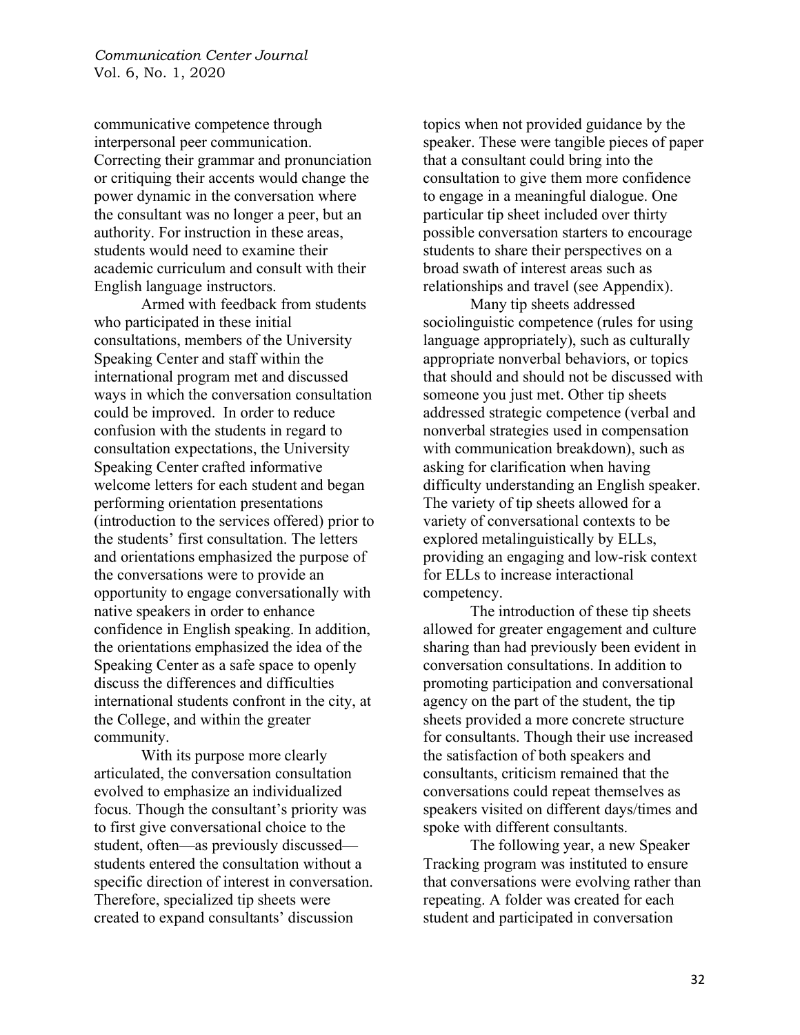communicative competence through interpersonal peer communication. Correcting their grammar and pronunciation or critiquing their accents would change the power dynamic in the conversation where the consultant was no longer a peer, but an authority. For instruction in these areas, students would need to examine their academic curriculum and consult with their English language instructors.

Armed with feedback from students who participated in these initial consultations, members of the University Speaking Center and staff within the international program met and discussed ways in which the conversation consultation could be improved. In order to reduce confusion with the students in regard to consultation expectations, the University Speaking Center crafted informative welcome letters for each student and began performing orientation presentations (introduction to the services offered) prior to the students' first consultation. The letters and orientations emphasized the purpose of the conversations were to provide an opportunity to engage conversationally with native speakers in order to enhance confidence in English speaking. In addition, the orientations emphasized the idea of the Speaking Center as a safe space to openly discuss the differences and difficulties international students confront in the city, at the College, and within the greater community.

With its purpose more clearly articulated, the conversation consultation evolved to emphasize an individualized focus. Though the consultant's priority was to first give conversational choice to the student, often—as previously discussed—students entered the consultation without a specific direction of interest in conversation. Therefore, specialized tip sheets were created to expand consultants' discussion topics when not provided guidance by the speaker. These were tangible pieces of paper that a consultant could bring into the consultation to give them more confidence to engage in a meaningful dialogue. One particular tip sheet included over thirty possible conversation starters to encourage students to share their perspectives on a broad swath of interest areas such as relationships and travel (see Appendix).

Many tip sheets addressed sociolinguistic competence (rules for using language appropriately), such as culturally appropriate nonverbal behaviors, or topics that should and should not be discussed with someone you just met. Other tip sheets addressed strategic competence (verbal and nonverbal strategies used in compensation with communication breakdown), such as asking for clarification when having difficulty understanding an English speaker. The variety of tip sheets allowed for a variety of conversational contexts to be explored metalinguistically by ELLs, providing an engaging and low-risk context for ELLs to increase interactional competency.

The introduction of these tip sheets allowed for greater engagement and culture sharing than had previously been evident in conversation consultations. In addition to promoting participation and conversational agency on the part of the student, the tip sheets provided a more concrete structure for consultants. Though their use increased the satisfaction of both speakers and consultants, criticism remained that the conversations could repeat themselves as speakers visited on different days/times and spoke with different consultants.

The following year, a new Speaker Tracking program was instituted to ensure that conversations were evolving rather than repeating. A folder was created for each student and participated in conversation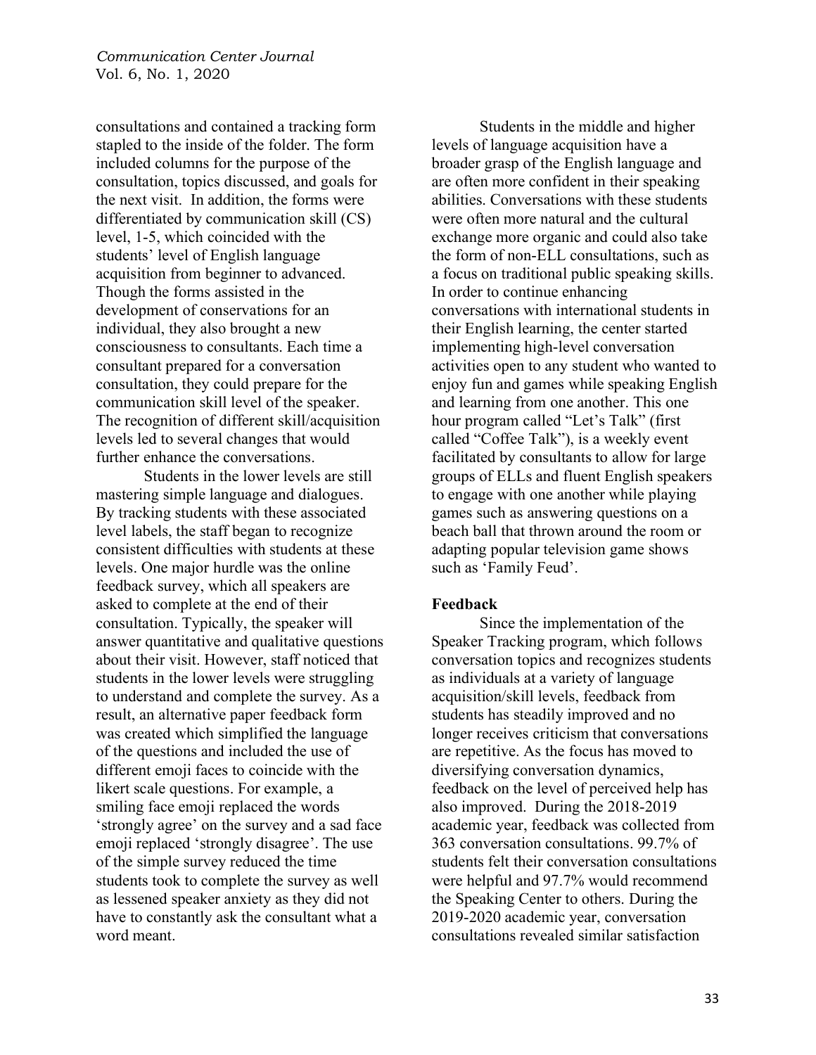consultations and contained a tracking form stapled to the inside of the folder. The form included columns for the purpose of the consultation, topics discussed, and goals for the next visit. In addition, the forms were differentiated by communication skill (CS) level, 1-5, which coincided with the students' level of English language acquisition from beginner to advanced. Though the forms assisted in the development of conservations for an individual, they also brought a new consciousness to consultants. Each time a consultant prepared for a conversation consultation, they could prepare for the communication skill level of the speaker. The recognition of different skill/acquisition levels led to several changes that would further enhance the conversations.

Students in the lower levels are still mastering simple language and dialogues. By tracking students with these associated level labels, the staff began to recognize consistent difficulties with students at these levels. One major hurdle was the online feedback survey, which all speakers are asked to complete at the end of their consultation. Typically, the speaker will answer quantitative and qualitative questions about their visit. However, staff noticed that students in the lower levels were struggling to understand and complete the survey. As a result, an alternative paper feedback form was created which simplified the language of the questions and included the use of different emoji faces to coincide with the likert scale questions. For example, a smiling face emoji replaced the words 'strongly agree' on the survey and a sad face emoji replaced 'strongly disagree'. The use of the simple survey reduced the time students took to complete the survey as well as lessened speaker anxiety as they did not have to constantly ask the consultant what a word meant.

Students in the middle and higher levels of language acquisition have a broader grasp of the English language and are often more confident in their speaking abilities. Conversations with these students were often more natural and the cultural exchange more organic and could also take the form of non-ELL consultations, such as a focus on traditional public speaking skills. In order to continue enhancing conversations with international students in their English learning, the center started implementing high-level conversation activities open to any student who wanted to enjoy fun and games while speaking English and learning from one another. This one hour program called "Let's Talk" (first called "Coffee Talk"), is a weekly event facilitated by consultants to allow for large groups of ELLs and fluent English speakers to engage with one another while playing games such as answering questions on a beach ball that thrown around the room or adapting popular television game shows such as 'Family Feud'.

**Feedback**

Since the implementation of the Speaker Tracking program, which follows conversation topics and recognizes students as individuals at a variety of language acquisition/skill levels, feedback from students has steadily improved and no longer receives criticism that conversations are repetitive. As the focus has moved to diversifying conversation dynamics, feedback on the level of perceived help has also improved. During the 2018-2019 academic year, feedback was collected from 363 conversation consultations. 99.7% of students felt their conversation consultations were helpful and 97.7% would recommend the Speaking Center to others. During the 2019-2020 academic year, conversation consultations revealed similar satisfaction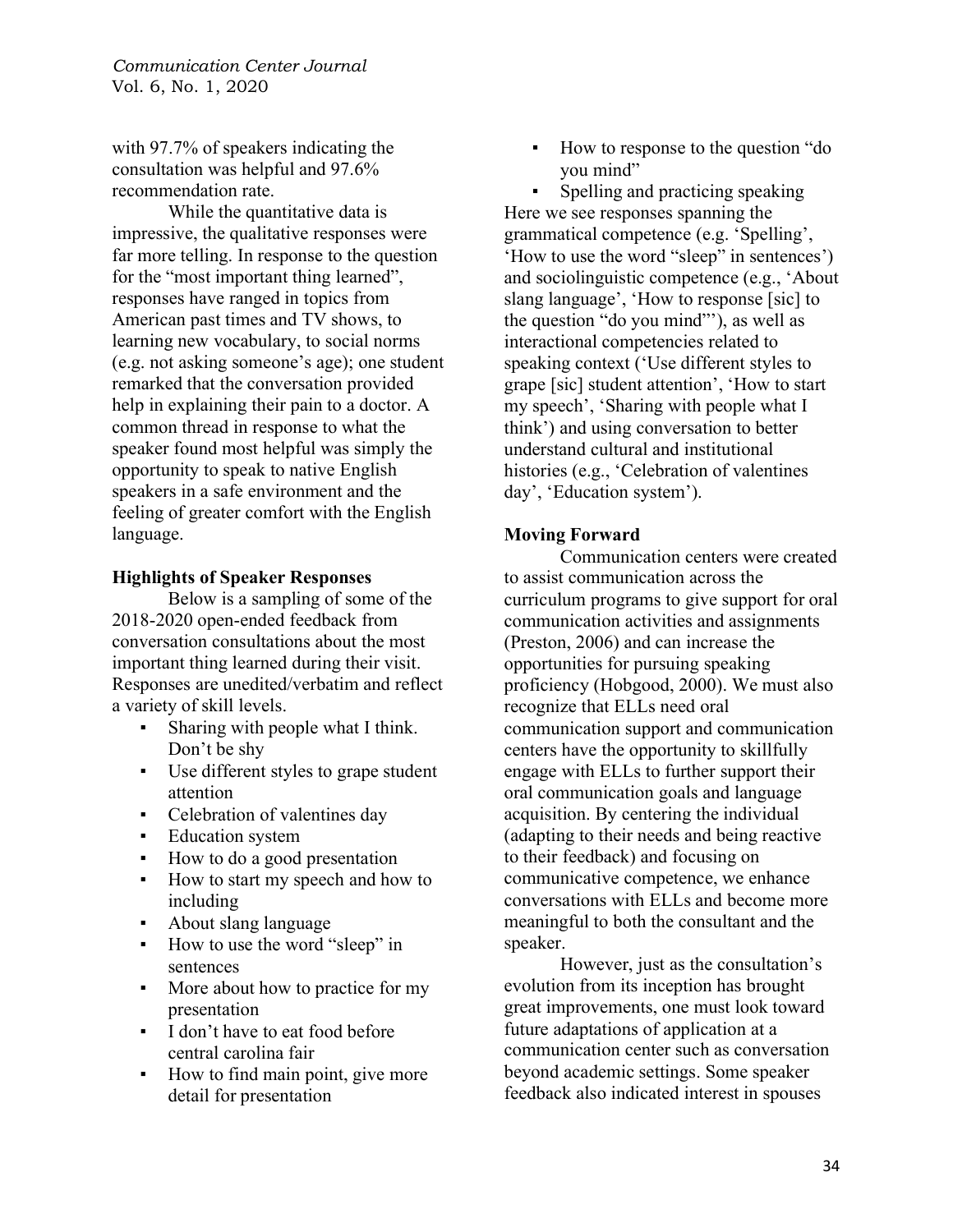with 97.7% of speakers indicating the consultation was helpful and 97.6% recommendation rate.

While the quantitative data is impressive, the qualitative responses were far more telling. In response to the question for the "most important thing learned", responses have ranged in topics from American past times and TV shows, to learning new vocabulary, to social norms (e.g. not asking someone's age); one student remarked that the conversation provided help in explaining their pain to a doctor. A common thread in response to what the speaker found most helpful was simply the opportunity to speak to native English speakers in a safe environment and the feeling of greater comfort with the English language.

**Highlights of Speaker Responses**

Below is a sampling of some of the 2018-2020 open-ended feedback from conversation consultations about the most important thing learned during their visit. Responses are unedited/verbatim and reflect a variety of skill levels.

- Sharing with people what I think. Don't be shy
- Use different styles to grape student attention
- Celebration of valentines day
- Education system
- How to do a good presentation
- How to start my speech and how to including
- About slang language
- How to use the word "sleep" in sentences
- More about how to practice for my presentation
- I don't have to eat food before central carolina fair
- How to find main point, give more detail for presentation
- How to response to the question "do you mind"
- Spelling and practicing speaking

Here we see responses spanning the grammatical competence (e.g. 'Spelling', 'How to use the word "sleep" in sentences') and sociolinguistic competence (e.g., 'About slang language', 'How to response [sic] to the question "do you mind"'), as well as interactional competencies related to speaking context ('Use different styles to grape [sic] student attention', 'How to start my speech', 'Sharing with people what I think') and using conversation to better understand cultural and institutional histories (e.g., 'Celebration of valentines day', 'Education system').

**Moving Forward**

Communication centers were created to assist communication across the curriculum programs to give support for oral communication activities and assignments (Preston, 2006) and can increase the opportunities for pursuing speaking proficiency (Hobgood, 2000). We must also recognize that ELLs need oral communication support and communication centers have the opportunity to skillfully engage with ELLs to further support their oral communication goals and language acquisition. By centering the individual (adapting to their needs and being reactive to their feedback) and focusing on communicative competence, we enhance conversations with ELLs and become more meaningful to both the consultant and the speaker.

However, just as the consultation's evolution from its inception has brought great improvements, one must look toward future adaptations of application at a communication center such as conversation beyond academic settings. Some speaker feedback also indicated interest in spouses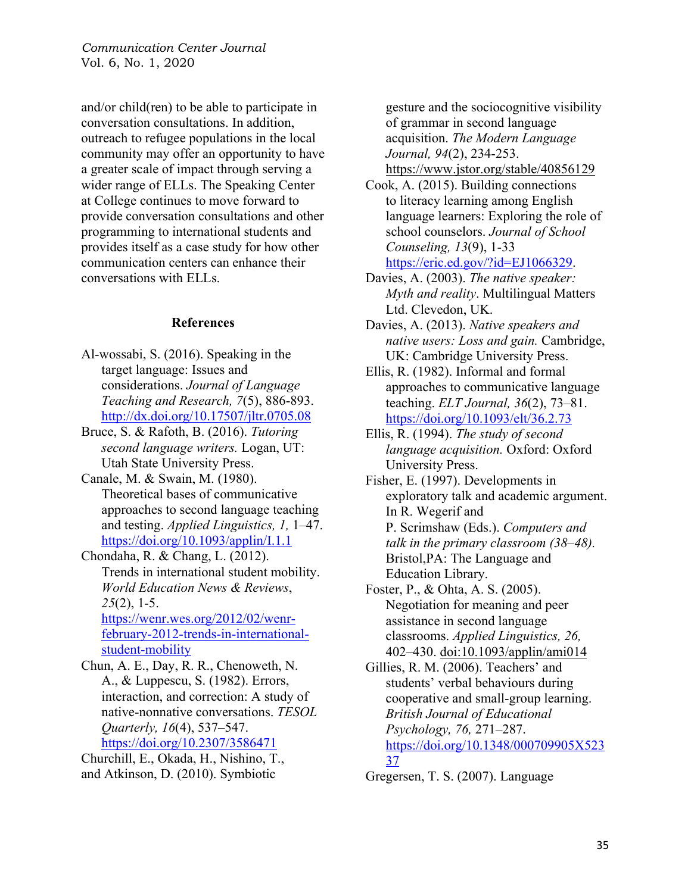and/or child(ren) to be able to participate in conversation consultations. In addition, outreach to refugee populations in the local community may offer an opportunity to have a greater scale of impact through serving a wider range of ELLs. The Speaking Center at College continues to move forward to provide conversation consultations and other programming to international students and provides itself as a case study for how other communication centers can enhance their conversations with ELLs.

## References

Al-wossabi, S. (2016). Speaking in the target language: Issues and considerations. *Journal of Language Teaching and Research, 7*(5), 886-893. http://dx.doi.org/10.17507/jltr.0705.08

Bruce, S. & Rafoth, B. (2016). *Tutoring second language writers.* Logan, UT: Utah State University Press.

Canale, M. & Swain, M. (1980). Theoretical bases of communicative approaches to second language teaching and testing. *Applied Linguistics, 1,* 1–47. https://doi.org/10.1093/applin/I.1.1

Chondaha, R. & Chang, L. (2012). Trends in international student mobility. *World Education News & Reviews*, *25*(2), 1-5. https://wenr.wes.org/2012/02/wenr-february-2012-trends-in-international-student-mobility

Chun, A. E., Day, R. R., Chenoweth, N. A., & Luppescu, S. (1982). Errors, interaction, and correction: A study of native-nonnative conversations. *TESOL Quarterly, 16*(4), 537–547. https://doi.org/10.2307/3586471

Churchill, E., Okada, H., Nishino, T., and Atkinson, D. (2010). Symbiotic gesture and the sociocognitive visibility of grammar in second language acquisition. *The Modern Language Journal, 94*(2), 234-253. https://www.jstor.org/stable/40856129

Cook, A. (2015). Building connections to literacy learning among English language learners: Exploring the role of school counselors. *Journal of School Counseling, 13*(9), 1-33 https://eric.ed.gov/?id=EJ1066329.

Davies, A. (2003). *The native speaker: Myth and reality*. Multilingual Matters Ltd. Clevedon, UK.

Davies, A. (2013). *Native speakers and native users: Loss and gain.* Cambridge, UK: Cambridge University Press.

Ellis, R. (1982). Informal and formal approaches to communicative language teaching. *ELT Journal, 36*(2), 73–81. https://doi.org/10.1093/elt/36.2.73

Ellis, R. (1994). *The study of second language acquisition.* Oxford: Oxford University Press.

Fisher, E. (1997). Developments in exploratory talk and academic argument. In R. Wegerif and P. Scrimshaw (Eds.). *Computers and talk in the primary classroom (38–48).* Bristol,PA: The Language and Education Library.

Foster, P., & Ohta, A. S. (2005). Negotiation for meaning and peer assistance in second language classrooms. *Applied Linguistics, 26,* 402–430. doi:10.1093/applin/ami014

Gillies, R. M. (2006). Teachers' and students' verbal behaviours during cooperative and small-group learning. *British Journal of Educational Psychology, 76,* 271–287. https://doi.org/10.1348/000709905X52337

Gregersen, T. S. (2007). Language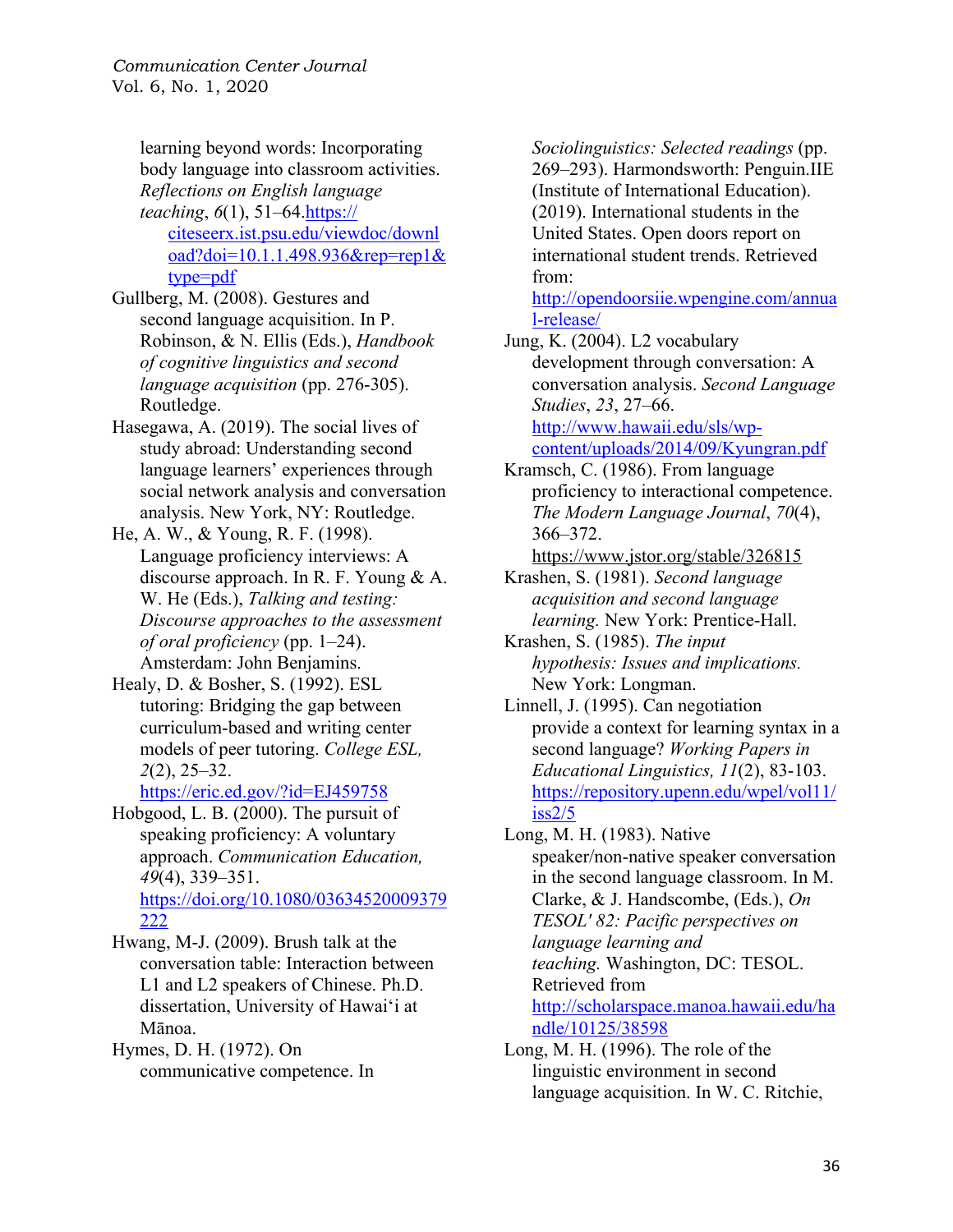learning beyond words: Incorporating body language into classroom activities. *Reflections on English language teaching*, *6*(1), 51–64.[https://citeseerx.ist.psu.edu/viewdoc/download?doi=10.1.1.498.936&rep=rep1&type=pdf](https://citeseerx.ist.psu.edu/viewdoc/download?doi=10.1.1.498.936&rep=rep1&type=pdf)

Gullberg, M. (2008). Gestures and second language acquisition. In P. Robinson, & N. Ellis (Eds.), *Handbook of cognitive linguistics and second language acquisition* (pp. 276-305). Routledge.

Hasegawa, A. (2019). The social lives of study abroad: Understanding second language learners' experiences through social network analysis and conversation analysis. New York, NY: Routledge.

He, A. W., & Young, R. F. (1998). Language proficiency interviews: A discourse approach. In R. F. Young & A. W. He (Eds.), *Talking and testing: Discourse approaches to the assessment of oral proficiency* (pp. 1–24). Amsterdam: John Benjamins.

Healy, D. & Bosher, S. (1992). ESL tutoring: Bridging the gap between curriculum-based and writing center models of peer tutoring. *College ESL, 2*(2), 25–32. [https://eric.ed.gov/?id=EJ459758](https://eric.ed.gov/?id=EJ459758)

Hobgood, L. B. (2000). The pursuit of speaking proficiency: A voluntary approach. *Communication Education, 49*(4), 339–351. [https://doi.org/10.1080/03634520009379222](https://doi.org/10.1080/03634520009379222)

Hwang, M-J. (2009). Brush talk at the conversation table: Interaction between L1 and L2 speakers of Chinese. Ph.D. dissertation, University of Hawaiʻi at Mānoa.

Hymes, D. H. (1972). On communicative competence. In *Sociolinguistics: Selected readings* (pp. 269–293). Harmondsworth: Penguin.IIE (Institute of International Education). (2019). International students in the United States. Open doors report on international student trends. Retrieved from: [http://opendoorsiie.wpengine.com/annual-release/](http://opendoorsiie.wpengine.com/annual-release/)

Jung, K. (2004). L2 vocabulary development through conversation: A conversation analysis. *Second Language Studies*, *23*, 27–66. [http://www.hawaii.edu/sls/wp-content/uploads/2014/09/Kyungran.pdf](http://www.hawaii.edu/sls/wp-content/uploads/2014/09/Kyungran.pdf)

Kramsch, C. (1986). From language proficiency to interactional competence. *The Modern Language Journal*, *70*(4), 366–372. https://www.jstor.org/stable/326815

Krashen, S. (1981). *Second language acquisition and second language learning.* New York: Prentice-Hall.

Krashen, S. (1985). *The input hypothesis: Issues and implications.* New York: Longman.

Linnell, J. (1995). Can negotiation provide a context for learning syntax in a second language? *Working Papers in Educational Linguistics, 11*(2), 83-103. [https://repository.upenn.edu/wpel/vol11/iss2/5](https://repository.upenn.edu/wpel/vol11/iss2/5)

Long, M. H. (1983). Native speaker/non-native speaker conversation in the second language classroom. In M. Clarke, & J. Handscombe, (Eds.), *On TESOL' 82: Pacific perspectives on language learning and teaching.* Washington, DC: TESOL. Retrieved from [http://scholarspace.manoa.hawaii.edu/handle/10125/38598](http://scholarspace.manoa.hawaii.edu/handle/10125/38598)

Long, M. H. (1996). The role of the linguistic environment in second language acquisition. In W. C. Ritchie,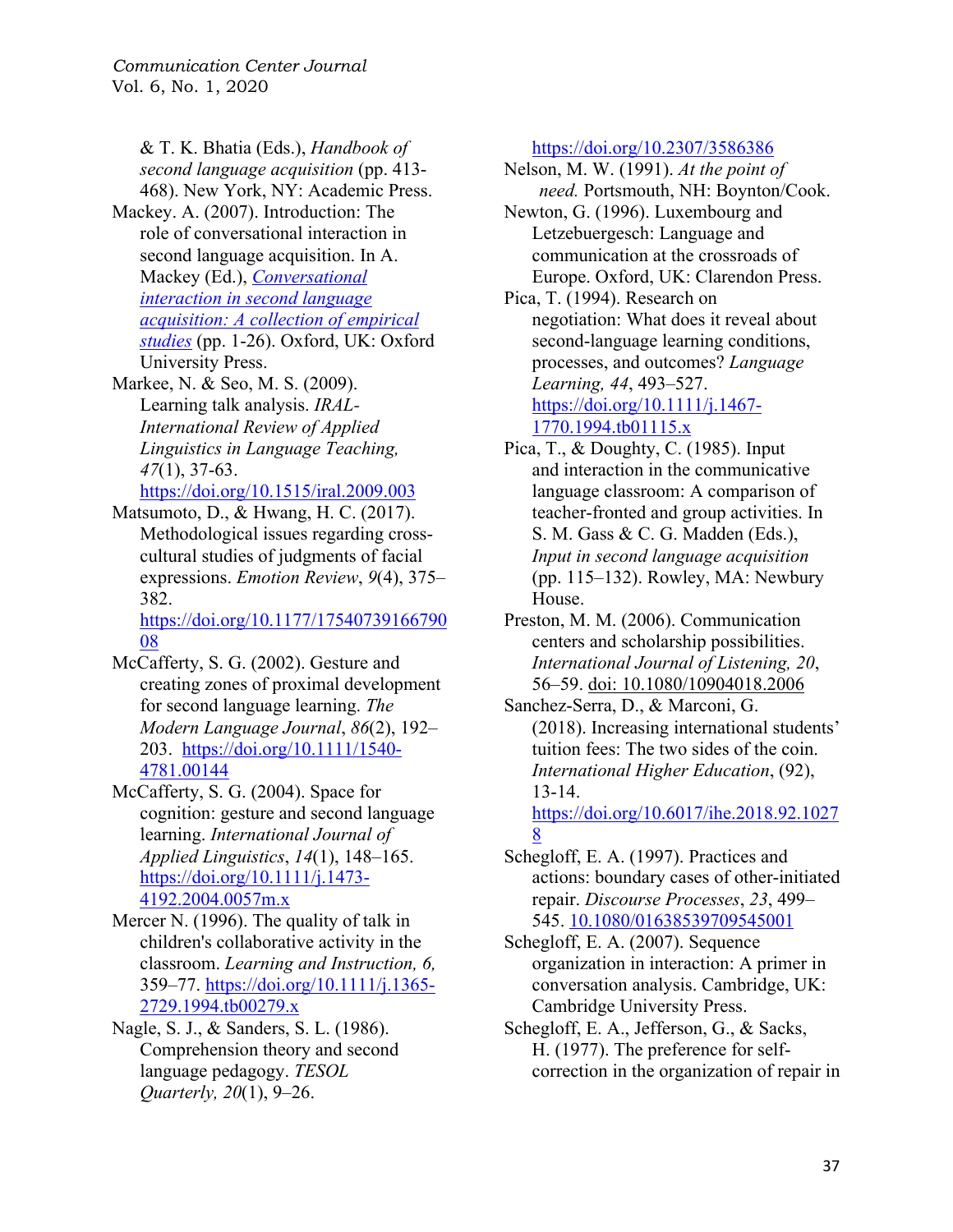& T. K. Bhatia (Eds.), *Handbook of second language acquisition* (pp. 413-468). New York, NY: Academic Press.

Mackey. A. (2007). Introduction: The role of conversational interaction in second language acquisition. In A. Mackey (Ed.), *Conversational interaction in second language acquisition: A collection of empirical studies* (pp. 1-26). Oxford, UK: Oxford University Press.

Markee, N. & Seo, M. S. (2009). Learning talk analysis. *IRAL-International Review of Applied Linguistics in Language Teaching, 47*(1), 37-63. https://doi.org/10.1515/iral.2009.003

Matsumoto, D., & Hwang, H. C. (2017). Methodological issues regarding cross-cultural studies of judgments of facial expressions. *Emotion Review*, *9*(4), 375–382. https://doi.org/10.1177/1754073916679008

McCafferty, S. G. (2002). Gesture and creating zones of proximal development for second language learning. *The Modern Language Journal*, *86*(2), 192–203. https://doi.org/10.1111/1540-4781.00144

McCafferty, S. G. (2004). Space for cognition: gesture and second language learning. *International Journal of Applied Linguistics*, *14*(1), 148–165. https://doi.org/10.1111/j.1473-4192.2004.0057m.x

Mercer N. (1996). The quality of talk in children's collaborative activity in the classroom. *Learning and Instruction, 6,* 359–77. https://doi.org/10.1111/j.1365-2729.1994.tb00279.x

Nagle, S. J., & Sanders, S. L. (1986). Comprehension theory and second language pedagogy. *TESOL Quarterly, 20*(1), 9–26. https://doi.org/10.2307/3586386

Nelson, M. W. (1991). *At the point of need.* Portsmouth, NH: Boynton/Cook.

Newton, G. (1996). Luxembourg and Letzebuergesch: Language and communication at the crossroads of Europe. Oxford, UK: Clarendon Press.

Pica, T. (1994). Research on negotiation: What does it reveal about second-language learning conditions, processes, and outcomes? *Language Learning, 44*, 493–527. https://doi.org/10.1111/j.1467-1770.1994.tb01115.x

Pica, T., & Doughty, C. (1985). Input and interaction in the communicative language classroom: A comparison of teacher-fronted and group activities. In S. M. Gass & C. G. Madden (Eds.), *Input in second language acquisition* (pp. 115–132). Rowley, MA: Newbury House.

Preston, M. M. (2006). Communication centers and scholarship possibilities. *International Journal of Listening, 20*, 56–59. doi: 10.1080/10904018.2006

Sanchez-Serra, D., & Marconi, G. (2018). Increasing international students' tuition fees: The two sides of the coin. *International Higher Education*, (92), 13-14. https://doi.org/10.6017/ihe.2018.92.10278

Schegloff, E. A. (1997). Practices and actions: boundary cases of other-initiated repair. *Discourse Processes*, *23*, 499–545. 10.1080/01638539709545001

Schegloff, E. A. (2007). Sequence organization in interaction: A primer in conversation analysis. Cambridge, UK: Cambridge University Press.

Schegloff, E. A., Jefferson, G., & Sacks, H. (1977). The preference for self-correction in the organization of repair in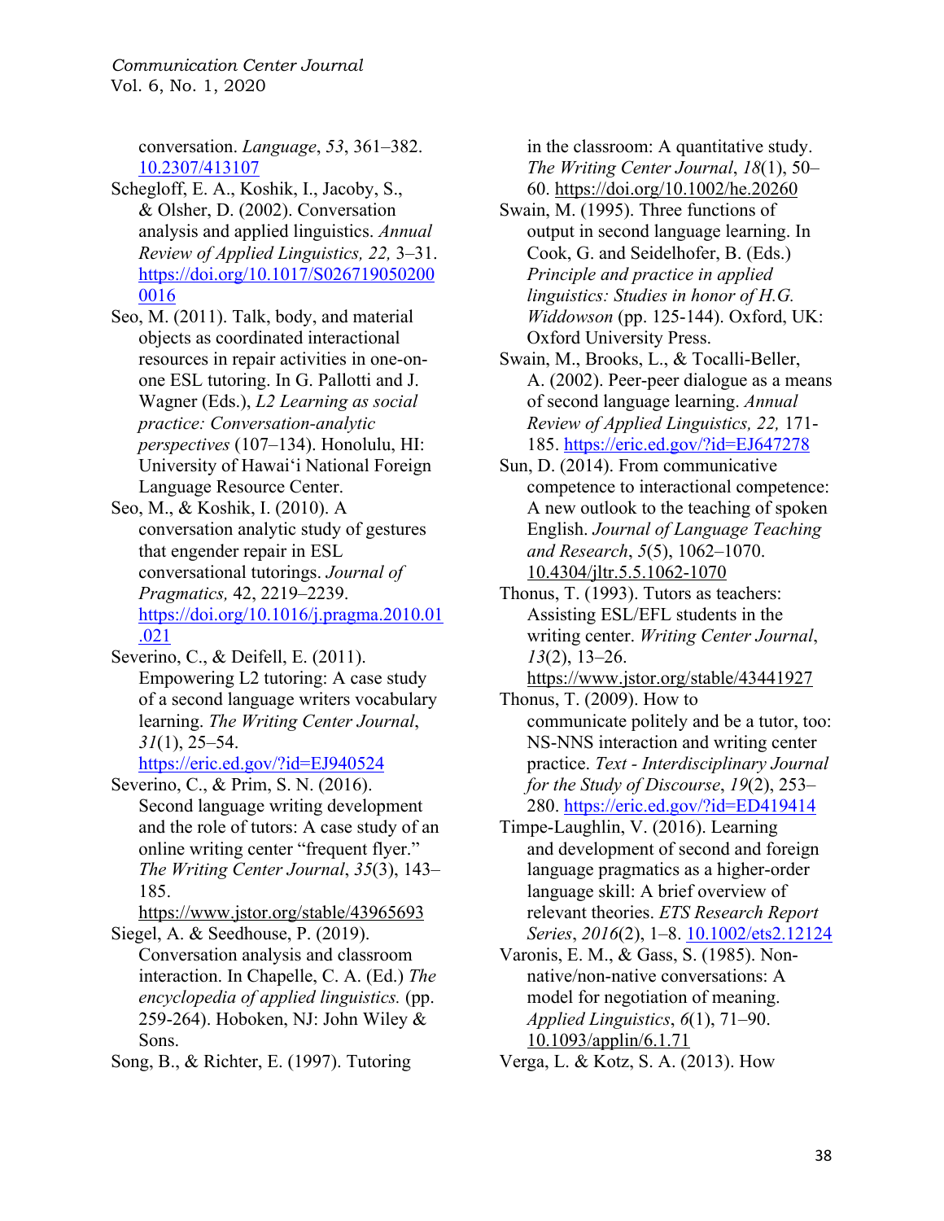conversation. *Language*, *53*, 361–382. 10.2307/413107

Schegloff, E. A., Koshik, I., Jacoby, S., & Olsher, D. (2002). Conversation analysis and applied linguistics. *Annual Review of Applied Linguistics, 22,* 3–31. https://doi.org/10.1017/S0267190502000016

Seo, M. (2011). Talk, body, and material objects as coordinated interactional resources in repair activities in one-on-one ESL tutoring. In G. Pallotti and J. Wagner (Eds.), *L2 Learning as social practice: Conversation-analytic perspectives* (107–134). Honolulu, HI: University of Hawai'i National Foreign Language Resource Center.

Seo, M., & Koshik, I. (2010). A conversation analytic study of gestures that engender repair in ESL conversational tutorings. *Journal of Pragmatics,* 42, 2219–2239. https://doi.org/10.1016/j.pragma.2010.01.021

Severino, C., & Deifell, E. (2011). Empowering L2 tutoring: A case study of a second language writers vocabulary learning. *The Writing Center Journal*, *31*(1), 25–54. https://eric.ed.gov/?id=EJ940524

Severino, C., & Prim, S. N. (2016). Second language writing development and the role of tutors: A case study of an online writing center "frequent flyer." *The Writing Center Journal*, *35*(3), 143–185. https://www.jstor.org/stable/43965693

Siegel, A. & Seedhouse, P. (2019). Conversation analysis and classroom interaction. In Chapelle, C. A. (Ed.) *The encyclopedia of applied linguistics.* (pp. 259-264). Hoboken, NJ: John Wiley & Sons.

Song, B., & Richter, E. (1997). Tutoring in the classroom: A quantitative study. *The Writing Center Journal*, *18*(1), 50–60. https://doi.org/10.1002/he.20260

Swain, M. (1995). Three functions of output in second language learning. In Cook, G. and Seidelhofer, B. (Eds.) *Principle and practice in applied linguistics: Studies in honor of H.G. Widdowson* (pp. 125-144). Oxford, UK: Oxford University Press.

Swain, M., Brooks, L., & Tocalli-Beller, A. (2002). Peer-peer dialogue as a means of second language learning. *Annual Review of Applied Linguistics, 22,* 171-185. https://eric.ed.gov/?id=EJ647278

Sun, D. (2014). From communicative competence to interactional competence: A new outlook to the teaching of spoken English. *Journal of Language Teaching and Research*, *5*(5), 1062–1070. 10.4304/jltr.5.5.1062-1070

Thonus, T. (1993). Tutors as teachers: Assisting ESL/EFL students in the writing center. *Writing Center Journal*, *13*(2), 13–26. https://www.jstor.org/stable/43441927

Thonus, T. (2009). How to communicate politely and be a tutor, too: NS-NNS interaction and writing center practice. *Text - Interdisciplinary Journal for the Study of Discourse*, *19*(2), 253–280. https://eric.ed.gov/?id=ED419414

Timpe-Laughlin, V. (2016). Learning and development of second and foreign language pragmatics as a higher-order language skill: A brief overview of relevant theories. *ETS Research Report Series*, *2016*(2), 1–8. 10.1002/ets2.12124

Varonis, E. M., & Gass, S. (1985). Non-native/non-native conversations: A model for negotiation of meaning. *Applied Linguistics*, *6*(1), 71–90. 10.1093/applin/6.1.71

Verga, L. & Kotz, S. A. (2013). How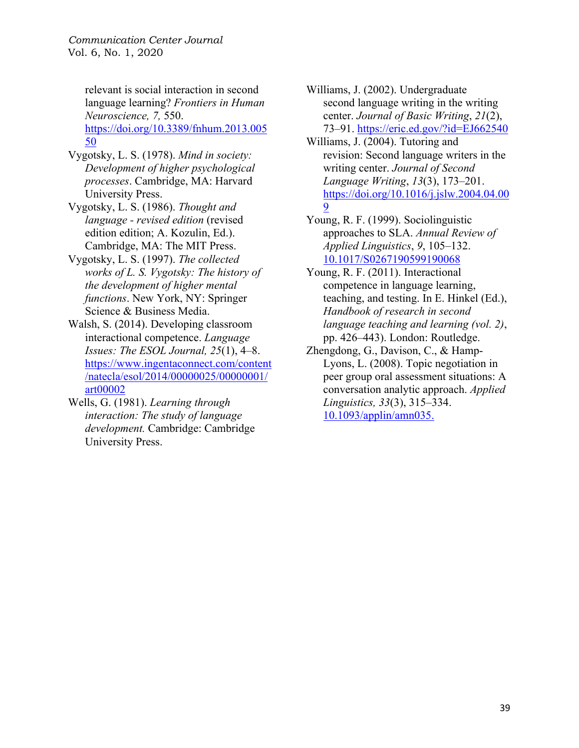relevant is social interaction in second language learning? *Frontiers in Human Neuroscience, 7,* 550. https://doi.org/10.3389/fnhum.2013.00550

Vygotsky, L. S. (1978). *Mind in society: Development of higher psychological processes*. Cambridge, MA: Harvard University Press.

Vygotsky, L. S. (1986). *Thought and language - revised edition* (revised edition edition; A. Kozulin, Ed.). Cambridge, MA: The MIT Press.

Vygotsky, L. S. (1997). *The collected works of L. S. Vygotsky: The history of the development of higher mental functions*. New York, NY: Springer Science & Business Media.

Walsh, S. (2014). Developing classroom interactional competence. *Language Issues: The ESOL Journal, 25*(1), 4–8. https://www.ingentaconnect.com/content/natecla/esol/2014/00000025/00000001/art00002

Wells, G. (1981). *Learning through interaction: The study of language development.* Cambridge: Cambridge University Press.

Williams, J. (2002). Undergraduate second language writing in the writing center. *Journal of Basic Writing*, *21*(2), 73–91. https://eric.ed.gov/?id=EJ662540

Williams, J. (2004). Tutoring and revision: Second language writers in the writing center. *Journal of Second Language Writing*, *13*(3), 173–201. https://doi.org/10.1016/j.jslw.2004.04.009

Young, R. F. (1999). Sociolinguistic approaches to SLA. *Annual Review of Applied Linguistics*, *9*, 105–132. 10.1017/S0267190599190068

Young, R. F. (2011). Interactional competence in language learning, teaching, and testing. In E. Hinkel (Ed.), *Handbook of research in second language teaching and learning (vol. 2)*, pp. 426–443). London: Routledge.

Zhengdong, G., Davison, C., & Hamp-Lyons, L. (2008). Topic negotiation in peer group oral assessment situations: A conversation analytic approach. *Applied Linguistics, 33*(3), 315–334. 10.1093/applin/amn035.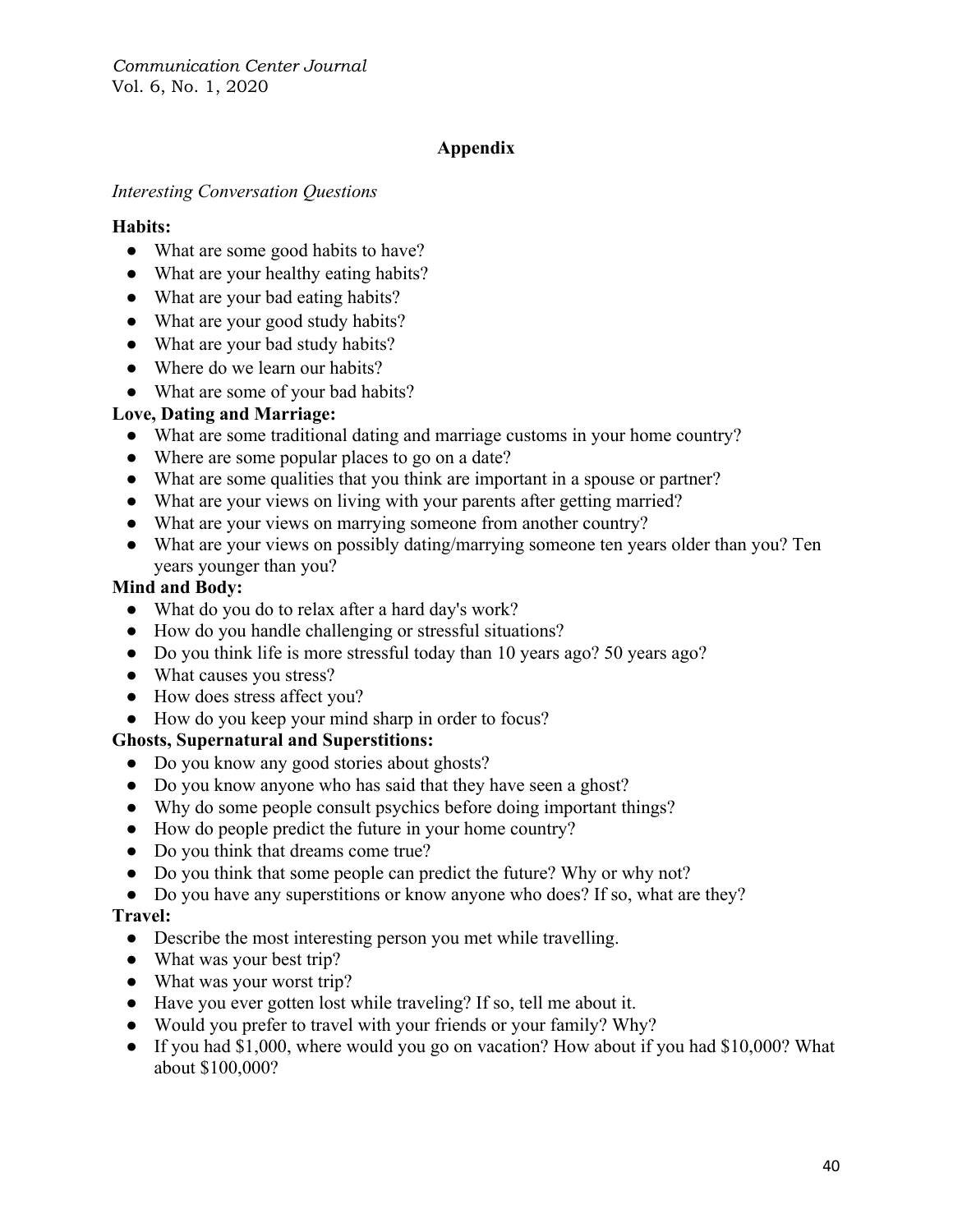## Appendix

*Interesting Conversation Questions*

**Habits:**

- What are some good habits to have?
- What are your healthy eating habits?
- What are your bad eating habits?
- What are your good study habits?
- What are your bad study habits?
- Where do we learn our habits?
- What are some of your bad habits?

**Love, Dating and Marriage:**

- What are some traditional dating and marriage customs in your home country?
- Where are some popular places to go on a date?
- What are some qualities that you think are important in a spouse or partner?
- What are your views on living with your parents after getting married?
- What are your views on marrying someone from another country?
- What are your views on possibly dating/marrying someone ten years older than you? Ten years younger than you?

**Mind and Body:**

- What do you do to relax after a hard day's work?
- How do you handle challenging or stressful situations?
- Do you think life is more stressful today than 10 years ago? 50 years ago?
- What causes you stress?
- How does stress affect you?
- How do you keep your mind sharp in order to focus?

**Ghosts, Supernatural and Superstitions:**

- Do you know any good stories about ghosts?
- Do you know anyone who has said that they have seen a ghost?
- Why do some people consult psychics before doing important things?
- How do people predict the future in your home country?
- Do you think that dreams come true?
- Do you think that some people can predict the future? Why or why not?
- Do you have any superstitions or know anyone who does? If so, what are they?

**Travel:**

- Describe the most interesting person you met while travelling.
- What was your best trip?
- What was your worst trip?
- Have you ever gotten lost while traveling? If so, tell me about it.
- Would you prefer to travel with your friends or your family? Why?
- If you had $1,000, where would you go on vacation? How about if you had $10,000? What about $100,000?